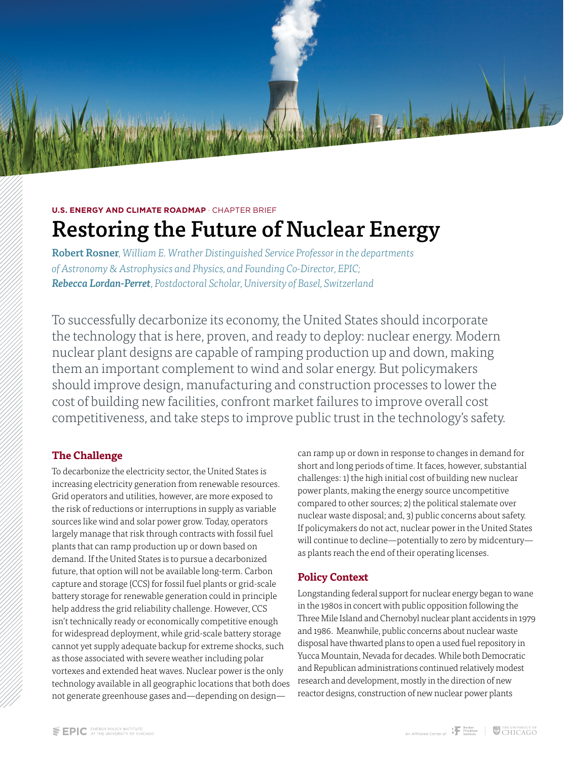**U.S. ENERGY AND CLIMATE ROADMAP** · CHAPTER BRIEF

# Restoring the Future of Nuclear Energy

**Robert Rosner**, *William E. Wrather Distinguished Service Professor in the departments of Astronomy & Astrophysics and Physics, and Founding Co-Director, EPIC;*
***Rebecca Lordan-Perret**, Postdoctoral Scholar, University of Basel, Switzerland*

To successfully decarbonize its economy, the United States should incorporate the technology that is here, proven, and ready to deploy: nuclear energy. Modern nuclear plant designs are capable of ramping production up and down, making them an important complement to wind and solar energy. But policymakers should improve design, manufacturing and construction processes to lower the cost of building new facilities, confront market failures to improve overall cost competitiveness, and take steps to improve public trust in the technology's safety.

## The Challenge

To decarbonize the electricity sector, the United States is increasing electricity generation from renewable resources. Grid operators and utilities, however, are more exposed to the risk of reductions or interruptions in supply as variable sources like wind and solar power grow. Today, operators largely manage that risk through contracts with fossil fuel plants that can ramp production up or down based on demand. If the United States is to pursue a decarbonized future, that option will not be available long-term. Carbon capture and storage (CCS) for fossil fuel plants or grid-scale battery storage for renewable generation could in principle help address the grid reliability challenge. However, CCS isn't technically ready or economically competitive enough for widespread deployment, while grid-scale battery storage cannot yet supply adequate backup for extreme shocks, such as those associated with severe weather including polar vortexes and extended heat waves. Nuclear power is the only technology available in all geographic locations that both does not generate greenhouse gases and—depending on design—can ramp up or down in response to changes in demand for short and long periods of time. It faces, however, substantial challenges: 1) the high initial cost of building new nuclear power plants, making the energy source uncompetitive compared to other sources; 2) the political stalemate over nuclear waste disposal; and, 3) public concerns about safety. If policymakers do not act, nuclear power in the United States will continue to decline—potentially to zero by midcentury—as plants reach the end of their operating licenses.

## Policy Context

Longstanding federal support for nuclear energy began to wane in the 1980s in concert with public opposition following the Three Mile Island and Chernobyl nuclear plant accidents in 1979 and 1986. Meanwhile, public concerns about nuclear waste disposal have thwarted plans to open a used fuel repository in Yucca Mountain, Nevada for decades. While both Democratic and Republican administrations continued relatively modest research and development, mostly in the direction of new reactor designs, construction of new nuclear power plants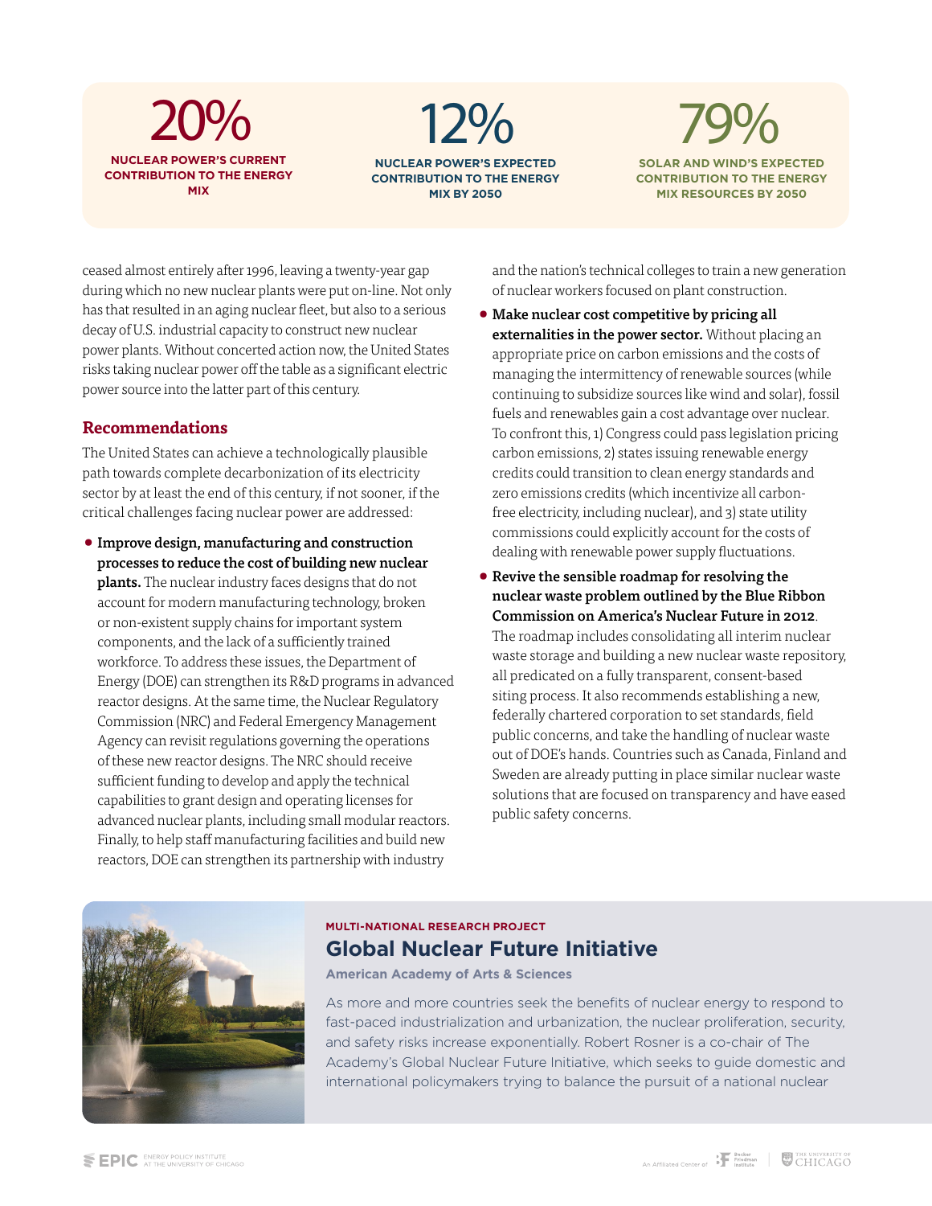**20%**

**NUCLEAR POWER'S CURRENT CONTRIBUTION TO THE ENERGY MIX**

**12%**

**NUCLEAR POWER'S EXPECTED CONTRIBUTION TO THE ENERGY MIX BY 2050**

**79%**

**SOLAR AND WIND'S EXPECTED CONTRIBUTION TO THE ENERGY MIX RESOURCES BY 2050**

ceased almost entirely after 1996, leaving a twenty-year gap during which no new nuclear plants were put on-line. Not only has that resulted in an aging nuclear fleet, but also to a serious decay of U.S. industrial capacity to construct new nuclear power plants. Without concerted action now, the United States risks taking nuclear power off the table as a significant electric power source into the latter part of this century.

## Recommendations

The United States can achieve a technologically plausible path towards complete decarbonization of its electricity sector by at least the end of this century, if not sooner, if the critical challenges facing nuclear power are addressed:

- **Improve design, manufacturing and construction processes to reduce the cost of building new nuclear plants.** The nuclear industry faces designs that do not account for modern manufacturing technology, broken or non-existent supply chains for important system components, and the lack of a sufficiently trained workforce. To address these issues, the Department of Energy (DOE) can strengthen its R&D programs in advanced reactor designs. At the same time, the Nuclear Regulatory Commission (NRC) and Federal Emergency Management Agency can revisit regulations governing the operations of these new reactor designs. The NRC should receive sufficient funding to develop and apply the technical capabilities to grant design and operating licenses for advanced nuclear plants, including small modular reactors. Finally, to help staff manufacturing facilities and build new reactors, DOE can strengthen its partnership with industry and the nation's technical colleges to train a new generation of nuclear workers focused on plant construction.
- **Make nuclear cost competitive by pricing all externalities in the power sector.** Without placing an appropriate price on carbon emissions and the costs of managing the intermittency of renewable sources (while continuing to subsidize sources like wind and solar), fossil fuels and renewables gain a cost advantage over nuclear. To confront this, 1) Congress could pass legislation pricing carbon emissions, 2) states issuing renewable energy credits could transition to clean energy standards and zero emissions credits (which incentivize all carbon-free electricity, including nuclear), and 3) state utility commissions could explicitly account for the costs of dealing with renewable power supply fluctuations.
- **Revive the sensible roadmap for resolving the nuclear waste problem outlined by the Blue Ribbon Commission on America's Nuclear Future in 2012.** The roadmap includes consolidating all interim nuclear waste storage and building a new nuclear waste repository, all predicated on a fully transparent, consent-based siting process. It also recommends establishing a new, federally chartered corporation to set standards, field public concerns, and take the handling of nuclear waste out of DOE's hands. Countries such as Canada, Finland and Sweden are already putting in place similar nuclear waste solutions that are focused on transparency and have eased public safety concerns.

MULTI-NATIONAL RESEARCH PROJECT

### Global Nuclear Future Initiative

American Academy of Arts & Sciences

As more and more countries seek the benefits of nuclear energy to respond to fast-paced industrialization and urbanization, the nuclear proliferation, security, and safety risks increase exponentially. Robert Rosner is a co-chair of The Academy's Global Nuclear Future Initiative, which seeks to guide domestic and international policymakers trying to balance the pursuit of a national nuclear